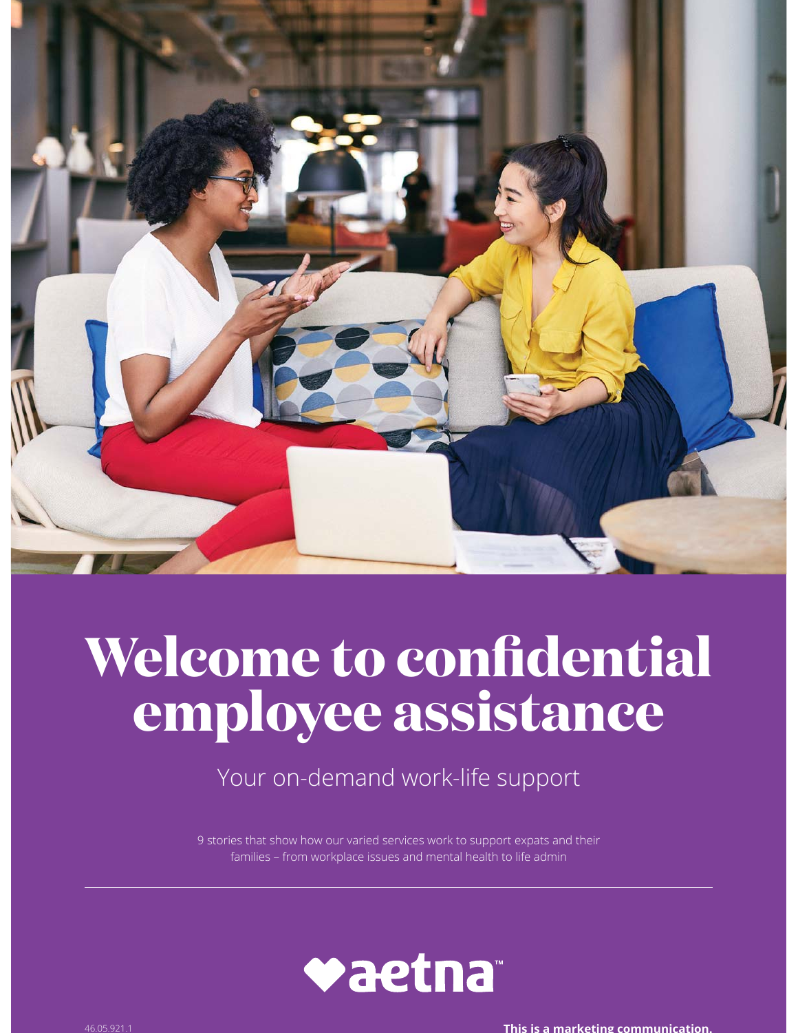# Welcome to confidential employee assistance

Your on-demand work-life support

9 stories that show how our varied services work to support expats and their families – from workplace issues and mental health to life admin

aetna™

46.05.921.1

**This is a marketing communication.**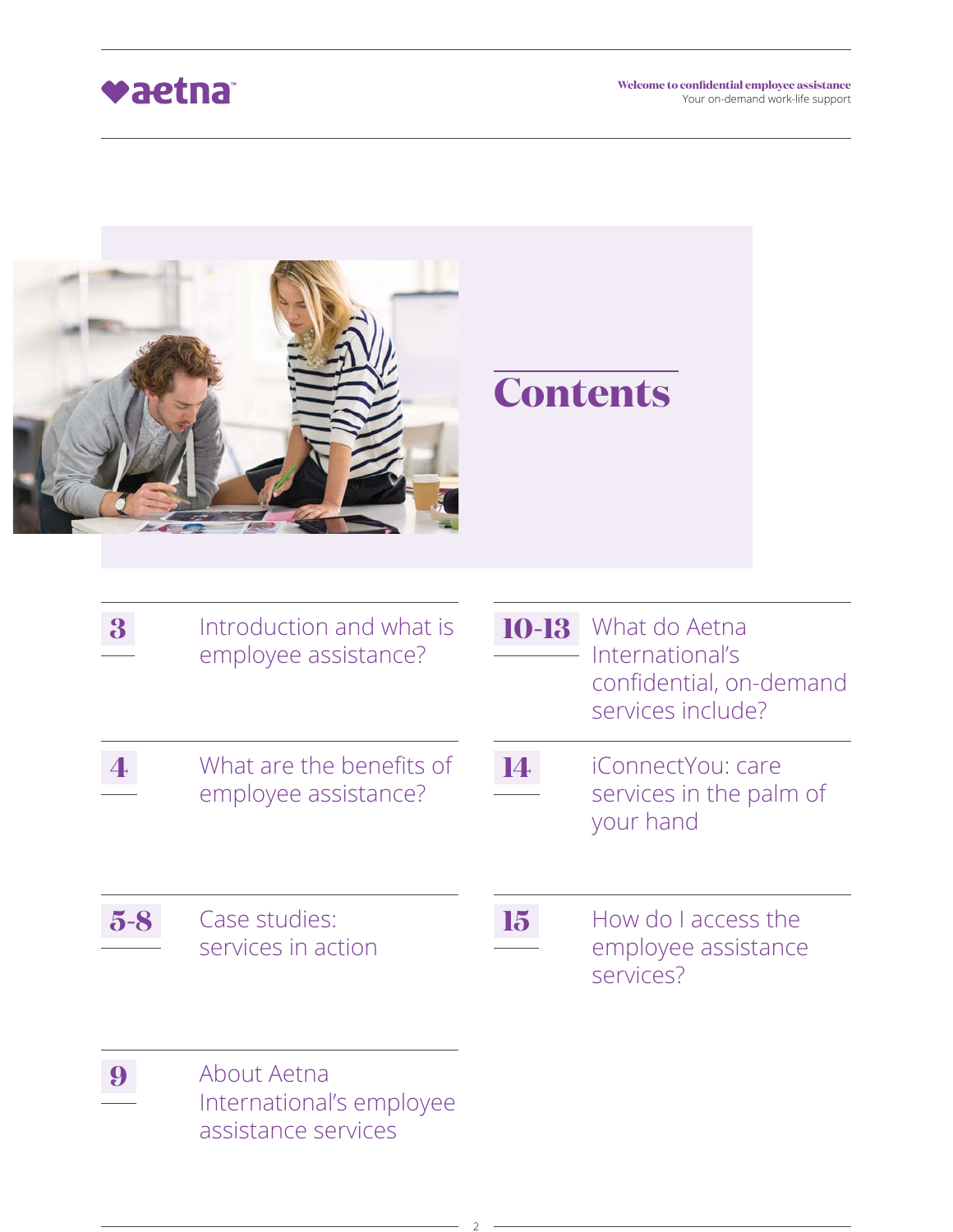# Contents

| Page | Section |
| --- | --- |
| 3 | Introduction and what is employee assistance? |
| 4 | What are the benefits of employee assistance? |
| 5-8 | Case studies: services in action |
| 9 | About Aetna International's employee assistance services |
| 10-13 | What do Aetna International's confidential, on-demand services include? |
| 14 | iConnectYou: care services in the palm of your hand |
| 15 | How do I access the employee assistance services? |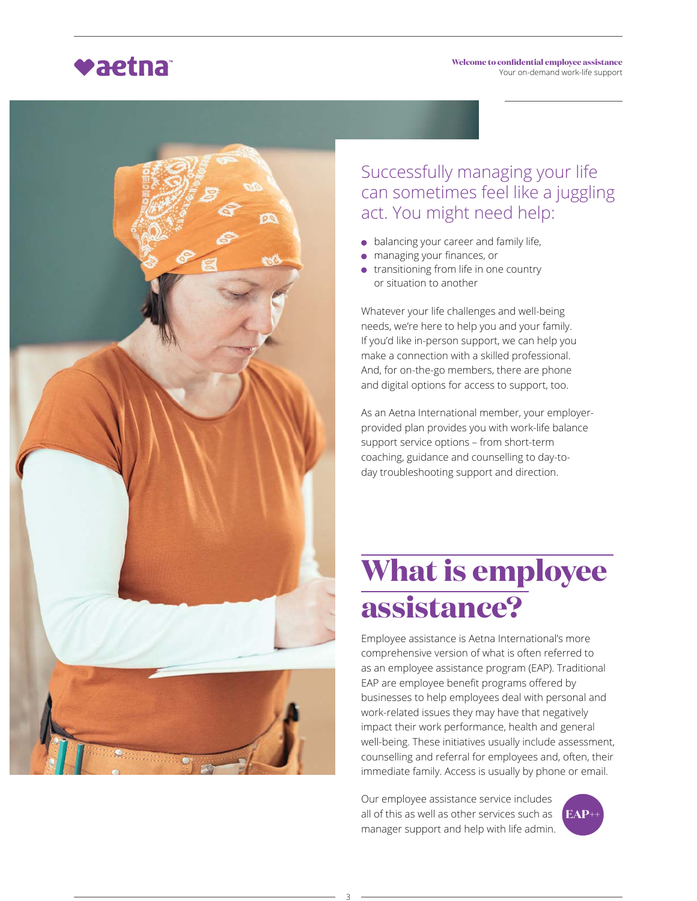Successfully managing your life can sometimes feel like a juggling act. You might need help:

- balancing your career and family life,
- managing your finances, or
- transitioning from life in one country or situation to another

Whatever your life challenges and well-being needs, we're here to help you and your family. If you'd like in-person support, we can help you make a connection with a skilled professional. And, for on-the-go members, there are phone and digital options for access to support, too.

As an Aetna International member, your employer-provided plan provides you with work-life balance support service options – from short-term coaching, guidance and counselling to day-to-day troubleshooting support and direction.

# What is employee assistance?

Employee assistance is Aetna International's more comprehensive version of what is often referred to as an employee assistance program (EAP). Traditional EAP are employee benefit programs offered by businesses to help employees deal with personal and work-related issues they may have that negatively impact their work performance, health and general well-being. These initiatives usually include assessment, counselling and referral for employees and, often, their immediate family. Access is usually by phone or email.

Our employee assistance service includes all of this as well as other services such as manager support and help with life admin.

EAP++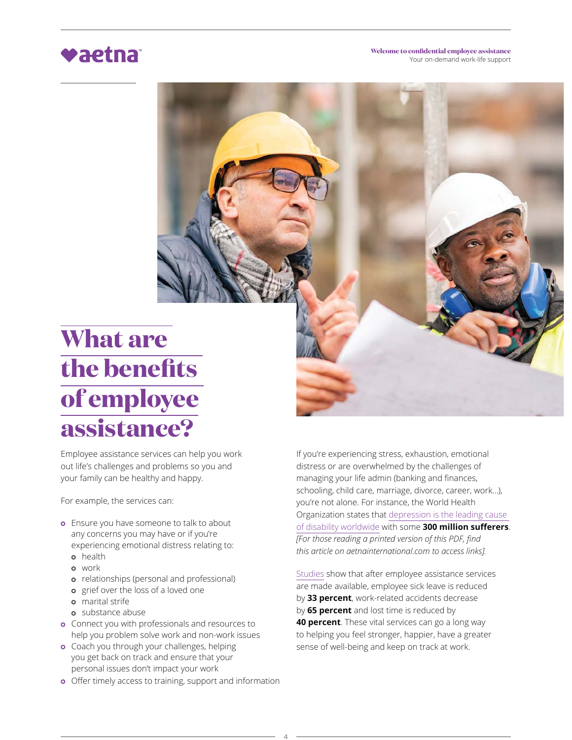# What are the benefits of employee assistance?

Employee assistance services can help you work out life's challenges and problems so you and your family can be healthy and happy.

For example, the services can:

- Ensure you have someone to talk to about any concerns you may have or if you're experiencing emotional distress relating to:
  - health
  - work
  - relationships (personal and professional)
  - grief over the loss of a loved one
  - marital strife
  - substance abuse
- Connect you with professionals and resources to help you problem solve work and non-work issues
- Coach you through your challenges, helping you get back on track and ensure that your personal issues don't impact your work
- Offer timely access to training, support and information

If you're experiencing stress, exhaustion, emotional distress or are overwhelmed by the challenges of managing your life admin (banking and finances, schooling, child care, marriage, divorce, career, work...), you're not alone. For instance, the World Health Organization states that depression is the leading cause of disability worldwide with some **300 million sufferers**. *[For those reading a printed version of this PDF, find this article on aetnainternational.com to access links].*

Studies show that after employee assistance services are made available, employee sick leave is reduced by **33 percent**, work-related accidents decrease by **65 percent** and lost time is reduced by **40 percent**. These vital services can go a long way to helping you feel stronger, happier, have a greater sense of well-being and keep on track at work.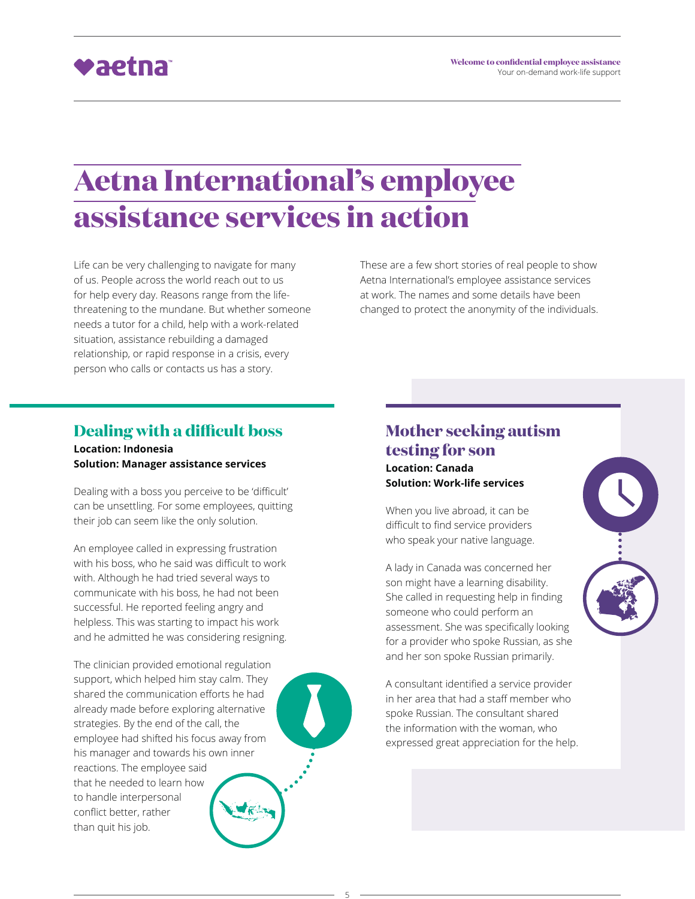# Aetna International's employee assistance services in action

Life can be very challenging to navigate for many of us. People across the world reach out to us for help every day. Reasons range from the life-threatening to the mundane. But whether someone needs a tutor for a child, help with a work-related situation, assistance rebuilding a damaged relationship, or rapid response in a crisis, every person who calls or contacts us has a story.

These are a few short stories of real people to show Aetna International's employee assistance services at work. The names and some details have been changed to protect the anonymity of the individuals.

## Dealing with a difficult boss

**Location: Indonesia**
**Solution: Manager assistance services**

Dealing with a boss you perceive to be 'difficult' can be unsettling. For some employees, quitting their job can seem like the only solution.

An employee called in expressing frustration with his boss, who he said was difficult to work with. Although he had tried several ways to communicate with his boss, he had not been successful. He reported feeling angry and helpless. This was starting to impact his work and he admitted he was considering resigning.

The clinician provided emotional regulation support, which helped him stay calm. They shared the communication efforts he had already made before exploring alternative strategies. By the end of the call, the employee had shifted his focus away from his manager and towards his own inner reactions. The employee said that he needed to learn how to handle interpersonal conflict better, rather than quit his job.

## Mother seeking autism testing for son

**Location: Canada**
**Solution: Work-life services**

When you live abroad, it can be difficult to find service providers who speak your native language.

A lady in Canada was concerned her son might have a learning disability. She called in requesting help in finding someone who could perform an assessment. She was specifically looking for a provider who spoke Russian, as she and her son spoke Russian primarily.

A consultant identified a service provider in her area that had a staff member who spoke Russian. The consultant shared the information with the woman, who expressed great appreciation for the help.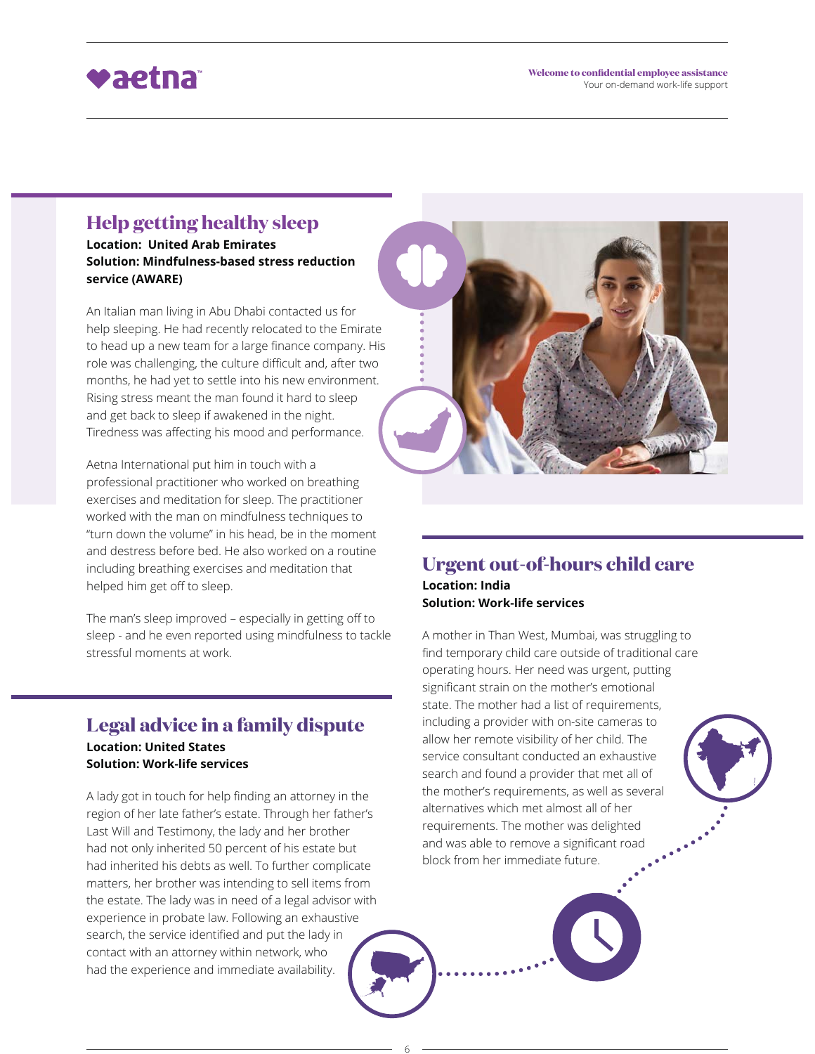## Help getting healthy sleep

**Location: United Arab Emirates**
**Solution: Mindfulness-based stress reduction service (AWARE)**

An Italian man living in Abu Dhabi contacted us for help sleeping. He had recently relocated to the Emirate to head up a new team for a large finance company. His role was challenging, the culture difficult and, after two months, he had yet to settle into his new environment. Rising stress meant the man found it hard to sleep and get back to sleep if awakened in the night. Tiredness was affecting his mood and performance.

Aetna International put him in touch with a professional practitioner who worked on breathing exercises and meditation for sleep. The practitioner worked with the man on mindfulness techniques to "turn down the volume" in his head, be in the moment and destress before bed. He also worked on a routine including breathing exercises and meditation that helped him get off to sleep.

The man's sleep improved – especially in getting off to sleep - and he even reported using mindfulness to tackle stressful moments at work.

## Legal advice in a family dispute

**Location: United States**
**Solution: Work-life services**

A lady got in touch for help finding an attorney in the region of her late father's estate. Through her father's Last Will and Testimony, the lady and her brother had not only inherited 50 percent of his estate but had inherited his debts as well. To further complicate matters, her brother was intending to sell items from the estate. The lady was in need of a legal advisor with experience in probate law. Following an exhaustive search, the service identified and put the lady in contact with an attorney within network, who had the experience and immediate availability.

## Urgent out-of-hours child care

**Location: India**
**Solution: Work-life services**

A mother in Than West, Mumbai, was struggling to find temporary child care outside of traditional care operating hours. Her need was urgent, putting significant strain on the mother's emotional state. The mother had a list of requirements, including a provider with on-site cameras to allow her remote visibility of her child. The service consultant conducted an exhaustive search and found a provider that met all of the mother's requirements, as well as several alternatives which met almost all of her requirements. The mother was delighted and was able to remove a significant road block from her immediate future.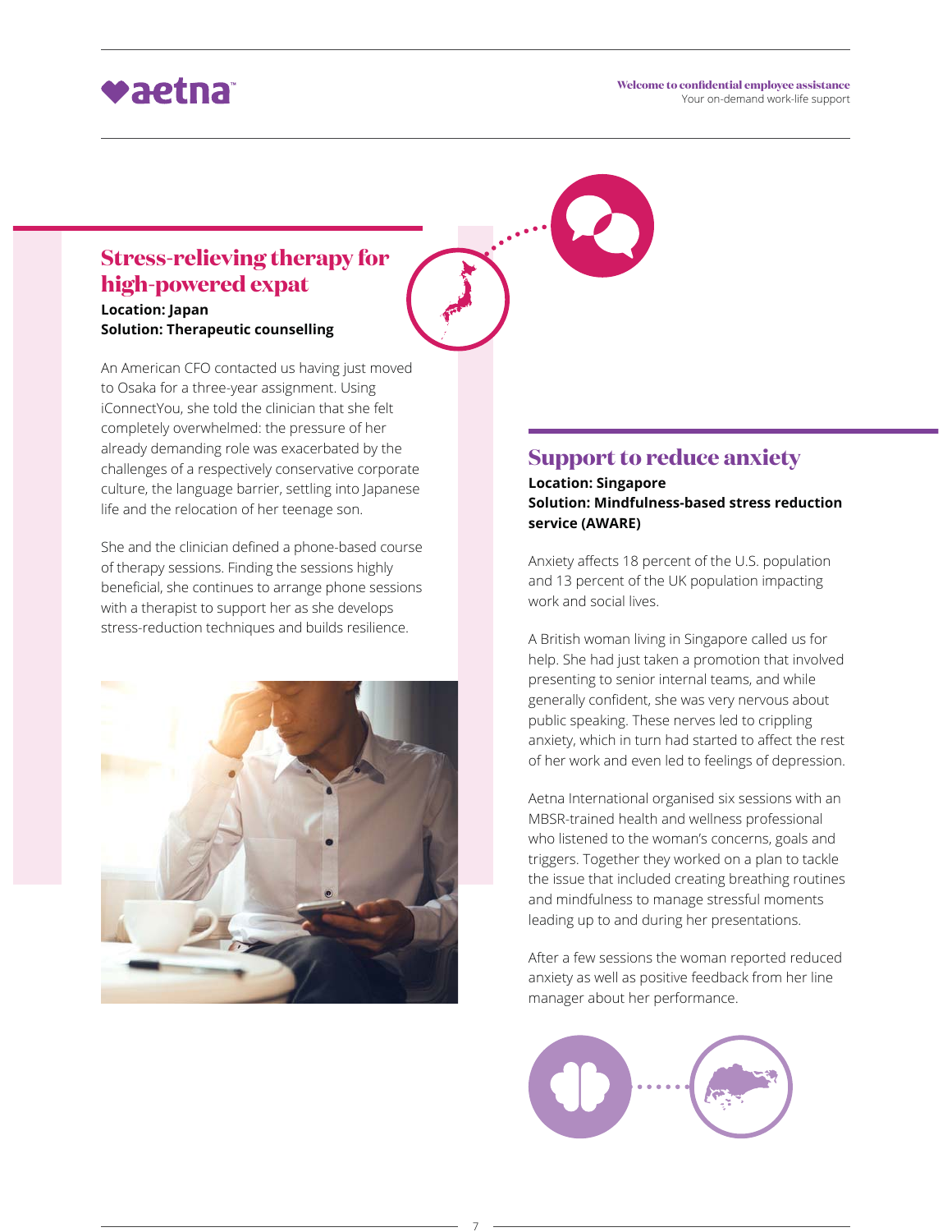## Stress-relieving therapy for high-powered expat

**Location: Japan**
**Solution: Therapeutic counselling**

An American CFO contacted us having just moved to Osaka for a three-year assignment. Using iConnectYou, she told the clinician that she felt completely overwhelmed: the pressure of her already demanding role was exacerbated by the challenges of a respectively conservative corporate culture, the language barrier, settling into Japanese life and the relocation of her teenage son.

She and the clinician defined a phone-based course of therapy sessions. Finding the sessions highly beneficial, she continues to arrange phone sessions with a therapist to support her as she develops stress-reduction techniques and builds resilience.

## Support to reduce anxiety

**Location: Singapore**
**Solution: Mindfulness-based stress reduction service (AWARE)**

Anxiety affects 18 percent of the U.S. population and 13 percent of the UK population impacting work and social lives.

A British woman living in Singapore called us for help. She had just taken a promotion that involved presenting to senior internal teams, and while generally confident, she was very nervous about public speaking. These nerves led to crippling anxiety, which in turn had started to affect the rest of her work and even led to feelings of depression.

Aetna International organised six sessions with an MBSR-trained health and wellness professional who listened to the woman's concerns, goals and triggers. Together they worked on a plan to tackle the issue that included creating breathing routines and mindfulness to manage stressful moments leading up to and during her presentations.

After a few sessions the woman reported reduced anxiety as well as positive feedback from her line manager about her performance.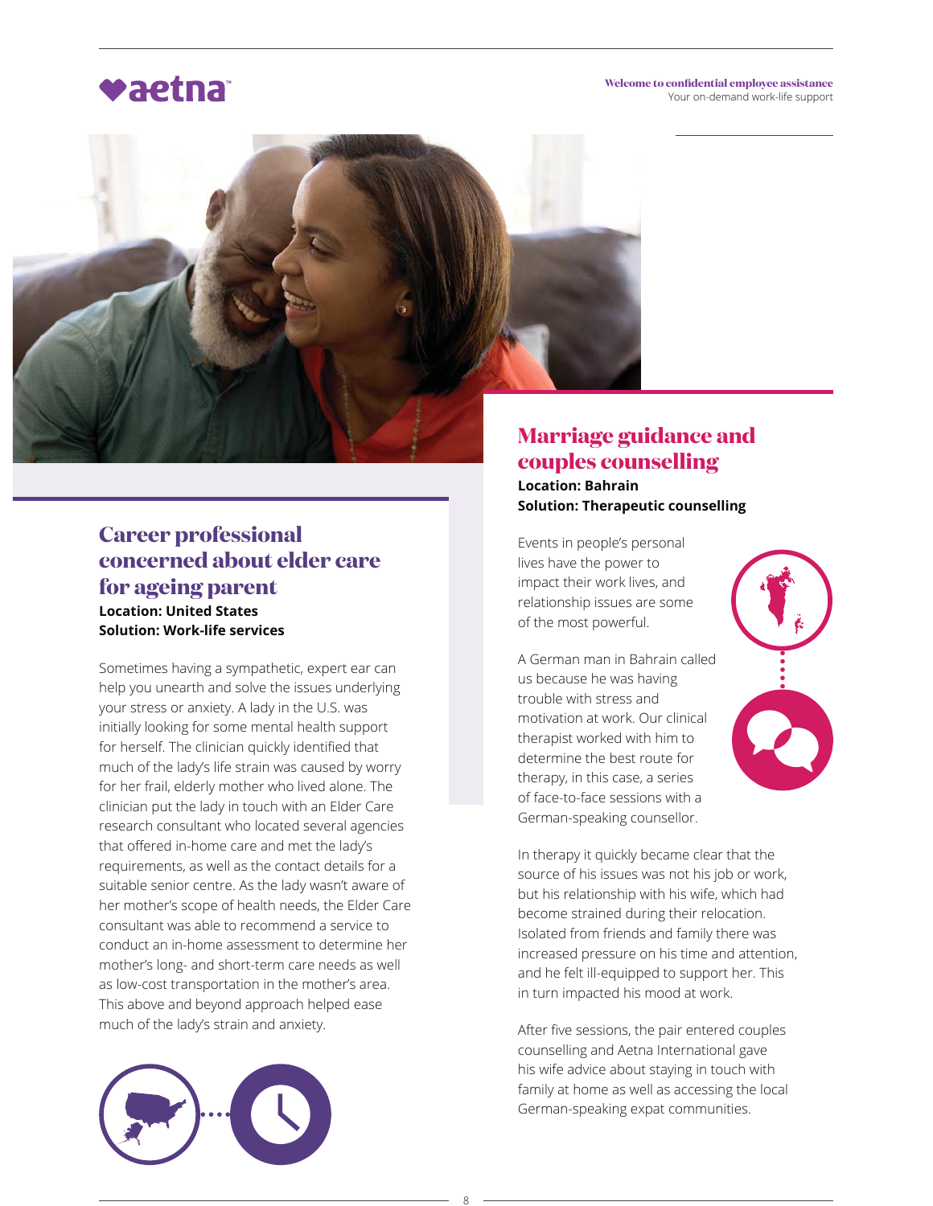## Career professional concerned about elder care for ageing parent

**Location: United States**
**Solution: Work-life services**

Sometimes having a sympathetic, expert ear can help you unearth and solve the issues underlying your stress or anxiety. A lady in the U.S. was initially looking for some mental health support for herself. The clinician quickly identified that much of the lady's life strain was caused by worry for her frail, elderly mother who lived alone. The clinician put the lady in touch with an Elder Care research consultant who located several agencies that offered in-home care and met the lady's requirements, as well as the contact details for a suitable senior centre. As the lady wasn't aware of her mother's scope of health needs, the Elder Care consultant was able to recommend a service to conduct an in-home assessment to determine her mother's long- and short-term care needs as well as low-cost transportation in the mother's area. This above and beyond approach helped ease much of the lady's strain and anxiety.

## Marriage guidance and couples counselling

**Location: Bahrain**
**Solution: Therapeutic counselling**

Events in people's personal lives have the power to impact their work lives, and relationship issues are some of the most powerful.

A German man in Bahrain called us because he was having trouble with stress and motivation at work. Our clinical therapist worked with him to determine the best route for therapy, in this case, a series of face-to-face sessions with a German-speaking counsellor.

In therapy it quickly became clear that the source of his issues was not his job or work, but his relationship with his wife, which had become strained during their relocation. Isolated from friends and family there was increased pressure on his time and attention, and he felt ill-equipped to support her. This in turn impacted his mood at work.

After five sessions, the pair entered couples counselling and Aetna International gave his wife advice about staying in touch with family at home as well as accessing the local German-speaking expat communities.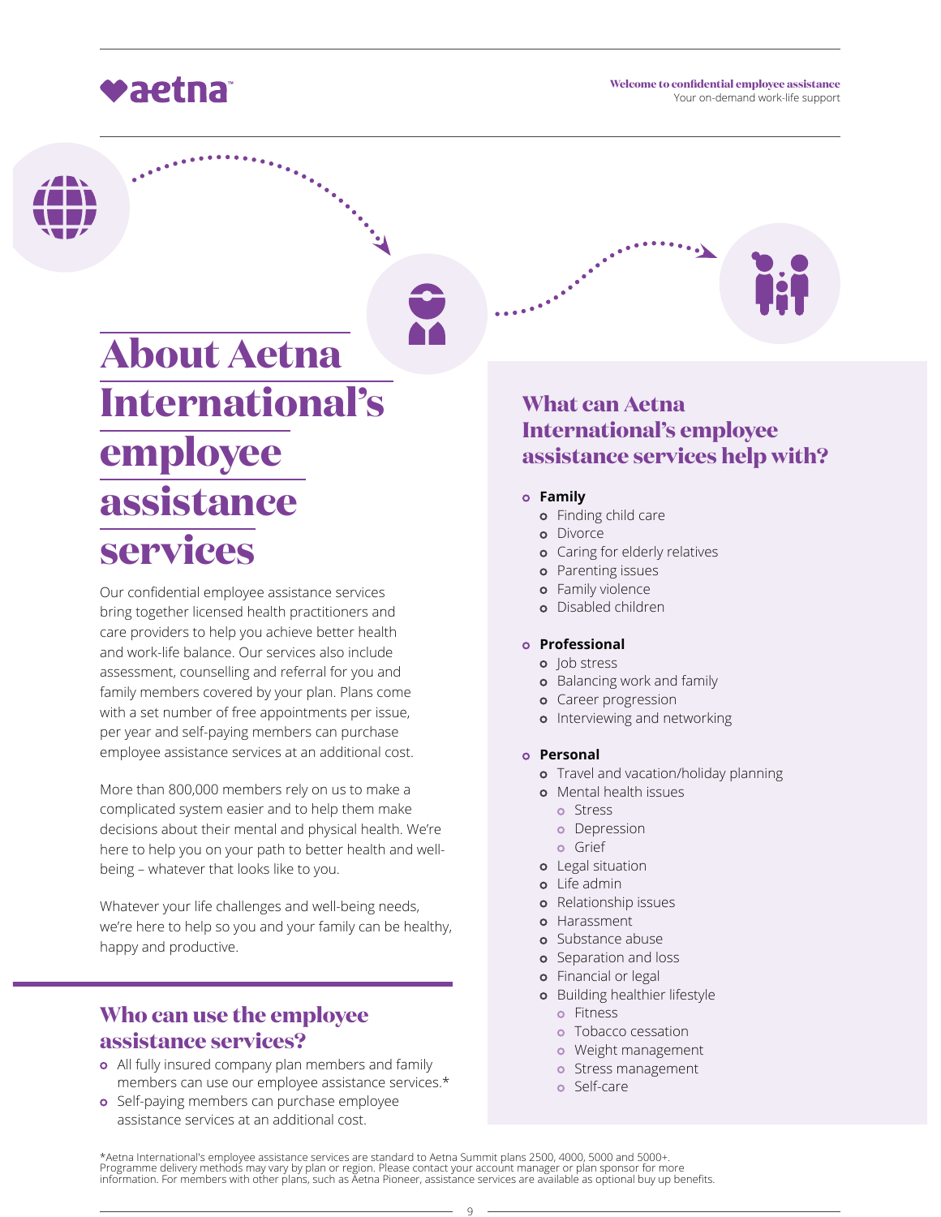# About Aetna International's employee assistance services

Our confidential employee assistance services bring together licensed health practitioners and care providers to help you achieve better health and work-life balance. Our services also include assessment, counselling and referral for you and family members covered by your plan. Plans come with a set number of free appointments per issue, per year and self-paying members can purchase employee assistance services at an additional cost.

More than 800,000 members rely on us to make a complicated system easier and to help them make decisions about their mental and physical health. We're here to help you on your path to better health and well-being – whatever that looks like to you.

Whatever your life challenges and well-being needs, we're here to help so you and your family can be healthy, happy and productive.

## Who can use the employee assistance services?

- All fully insured company plan members and family members can use our employee assistance services.*
- Self-paying members can purchase employee assistance services at an additional cost.

## What can Aetna International's employee assistance services help with?

- **Family**
  - Finding child care
  - Divorce
  - Caring for elderly relatives
  - Parenting issues
  - Family violence
  - Disabled children
- **Professional**
  - Job stress
  - Balancing work and family
  - Career progression
  - Interviewing and networking
- **Personal**
  - Travel and vacation/holiday planning
  - Mental health issues
    - Stress
    - Depression
    - Grief
  - Legal situation
  - Life admin
  - Relationship issues
  - Harassment
  - Substance abuse
  - Separation and loss
  - Financial or legal
  - Building healthier lifestyle
    - Fitness
    - Tobacco cessation
    - Weight management
    - Stress management
    - Self-care

*Aetna International's employee assistance services are standard to Aetna Summit plans 2500, 4000, 5000 and 5000+. Programme delivery methods may vary by plan or region. Please contact your account manager or plan sponsor for more information. For members with other plans, such as Aetna Pioneer, assistance services are available as optional buy up benefits.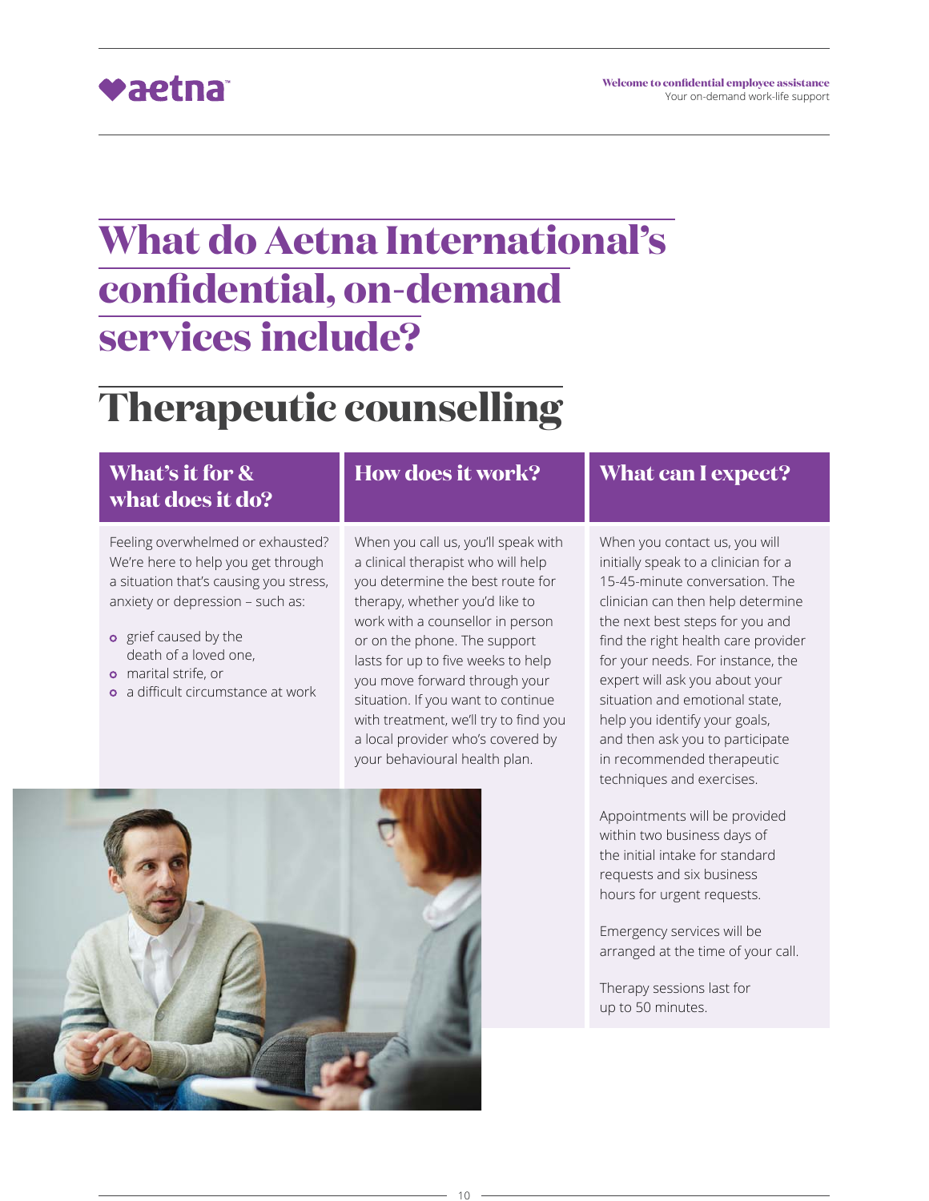# What do Aetna International's confidential, on-demand services include?

## Therapeutic counselling

### What's it for & what does it do?

Feeling overwhelmed or exhausted? We're here to help you get through a situation that's causing you stress, anxiety or depression – such as:

- grief caused by the death of a loved one,
- marital strife, or
- a difficult circumstance at work

### How does it work?

When you call us, you'll speak with a clinical therapist who will help you determine the best route for therapy, whether you'd like to work with a counsellor in person or on the phone. The support lasts for up to five weeks to help you move forward through your situation. If you want to continue with treatment, we'll try to find you a local provider who's covered by your behavioural health plan.

### What can I expect?

When you contact us, you will initially speak to a clinician for a 15-45-minute conversation. The clinician can then help determine the next best steps for you and find the right health care provider for your needs. For instance, the expert will ask you about your situation and emotional state, help you identify your goals, and then ask you to participate in recommended therapeutic techniques and exercises.

Appointments will be provided within two business days of the initial intake for standard requests and six business hours for urgent requests.

Emergency services will be arranged at the time of your call.

Therapy sessions last for up to 50 minutes.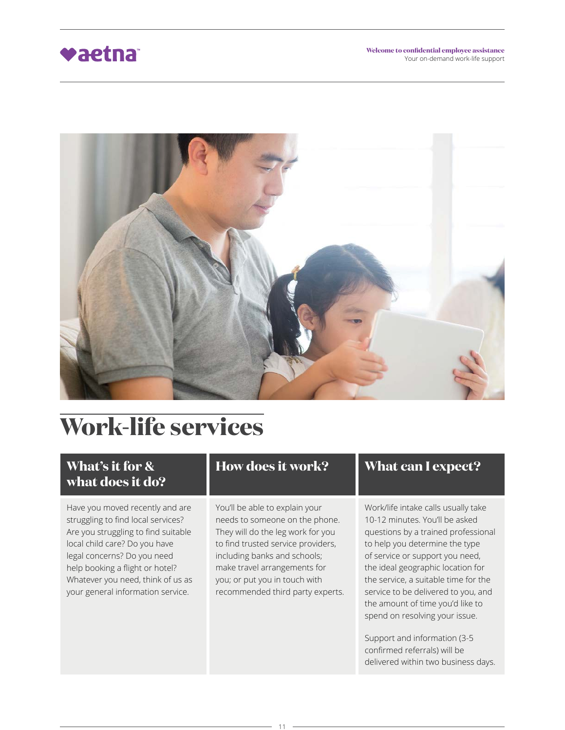# Work-life services

| What's it for & what does it do? | How does it work? | What can I expect? |
|---|---|---|
| Have you moved recently and are struggling to find local services? Are you struggling to find suitable local child care? Do you have legal concerns? Do you need help booking a flight or hotel? Whatever you need, think of us as your general information service. | You'll be able to explain your needs to someone on the phone. They will do the leg work for you to find trusted service providers, including banks and schools; make travel arrangements for you; or put you in touch with recommended third party experts. | Work/life intake calls usually take 10-12 minutes. You'll be asked questions by a trained professional to help you determine the type of service or support you need, the ideal geographic location for the service, a suitable time for the service to be delivered to you, and the amount of time you'd like to spend on resolving your issue.<br><br>Support and information (3-5 confirmed referrals) will be delivered within two business days. |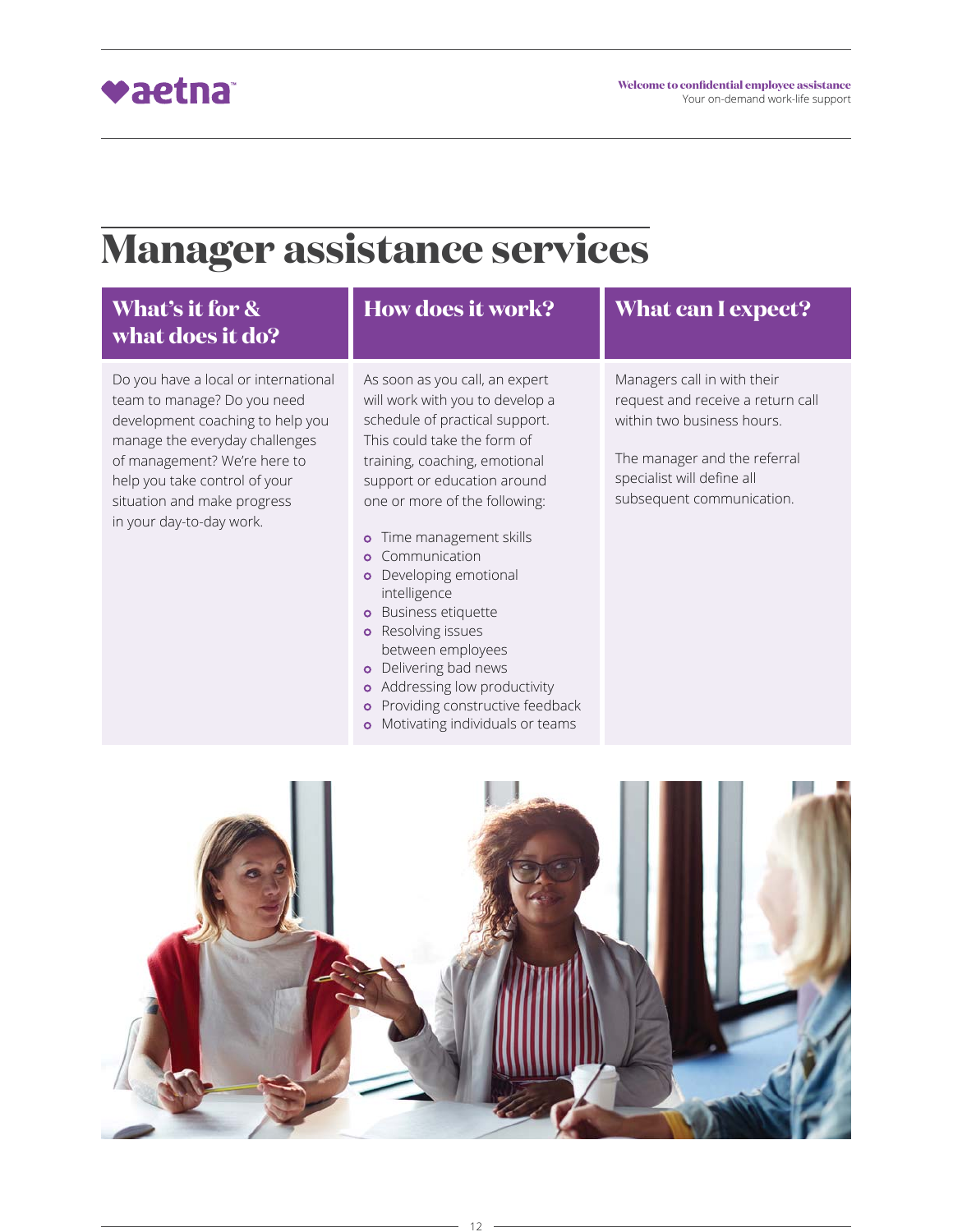# Manager assistance services

## What's it for & what does it do?

Do you have a local or international team to manage? Do you need development coaching to help you manage the everyday challenges of management? We're here to help you take control of your situation and make progress in your day-to-day work.

## How does it work?

As soon as you call, an expert will work with you to develop a schedule of practical support. This could take the form of training, coaching, emotional support or education around one or more of the following:

- Time management skills
- Communication
- Developing emotional intelligence
- Business etiquette
- Resolving issues between employees
- Delivering bad news
- Addressing low productivity
- Providing constructive feedback
- Motivating individuals or teams

## What can I expect?

Managers call in with their request and receive a return call within two business hours.

The manager and the referral specialist will define all subsequent communication.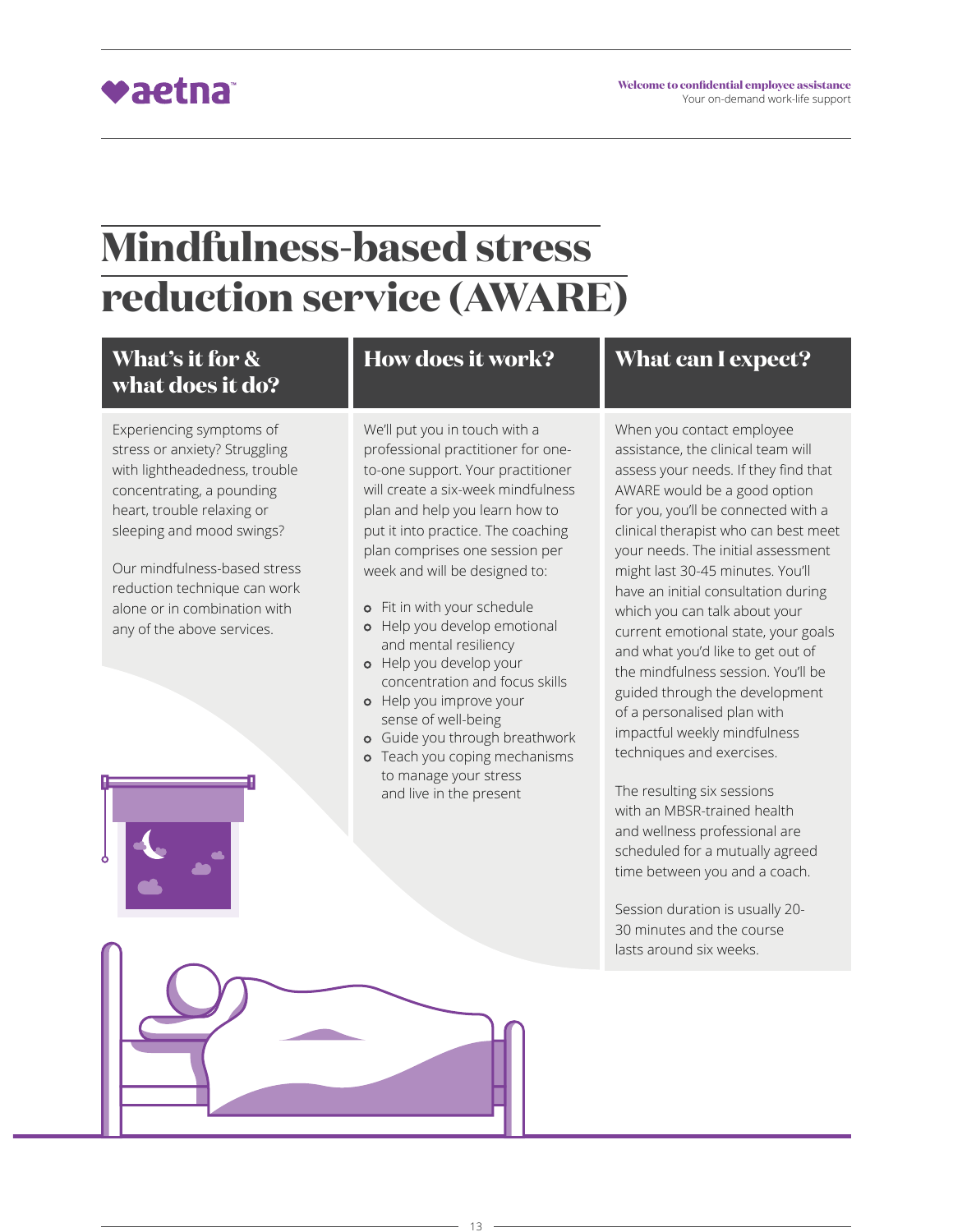# Mindfulness-based stress reduction service (AWARE)

## What's it for & what does it do?

Experiencing symptoms of stress or anxiety? Struggling with lightheadedness, trouble concentrating, a pounding heart, trouble relaxing or sleeping and mood swings?

Our mindfulness-based stress reduction technique can work alone or in combination with any of the above services.

## How does it work?

We'll put you in touch with a professional practitioner for one-to-one support. Your practitioner will create a six-week mindfulness plan and help you learn how to put it into practice. The coaching plan comprises one session per week and will be designed to:

- Fit in with your schedule
- Help you develop emotional and mental resiliency
- Help you develop your concentration and focus skills
- Help you improve your sense of well-being
- Guide you through breathwork
- Teach you coping mechanisms to manage your stress and live in the present

## What can I expect?

When you contact employee assistance, the clinical team will assess your needs. If they find that AWARE would be a good option for you, you'll be connected with a clinical therapist who can best meet your needs. The initial assessment might last 30-45 minutes. You'll have an initial consultation during which you can talk about your current emotional state, your goals and what you'd like to get out of the mindfulness session. You'll be guided through the development of a personalised plan with impactful weekly mindfulness techniques and exercises.

The resulting six sessions with an MBSR-trained health and wellness professional are scheduled for a mutually agreed time between you and a coach.

Session duration is usually 20-30 minutes and the course lasts around six weeks.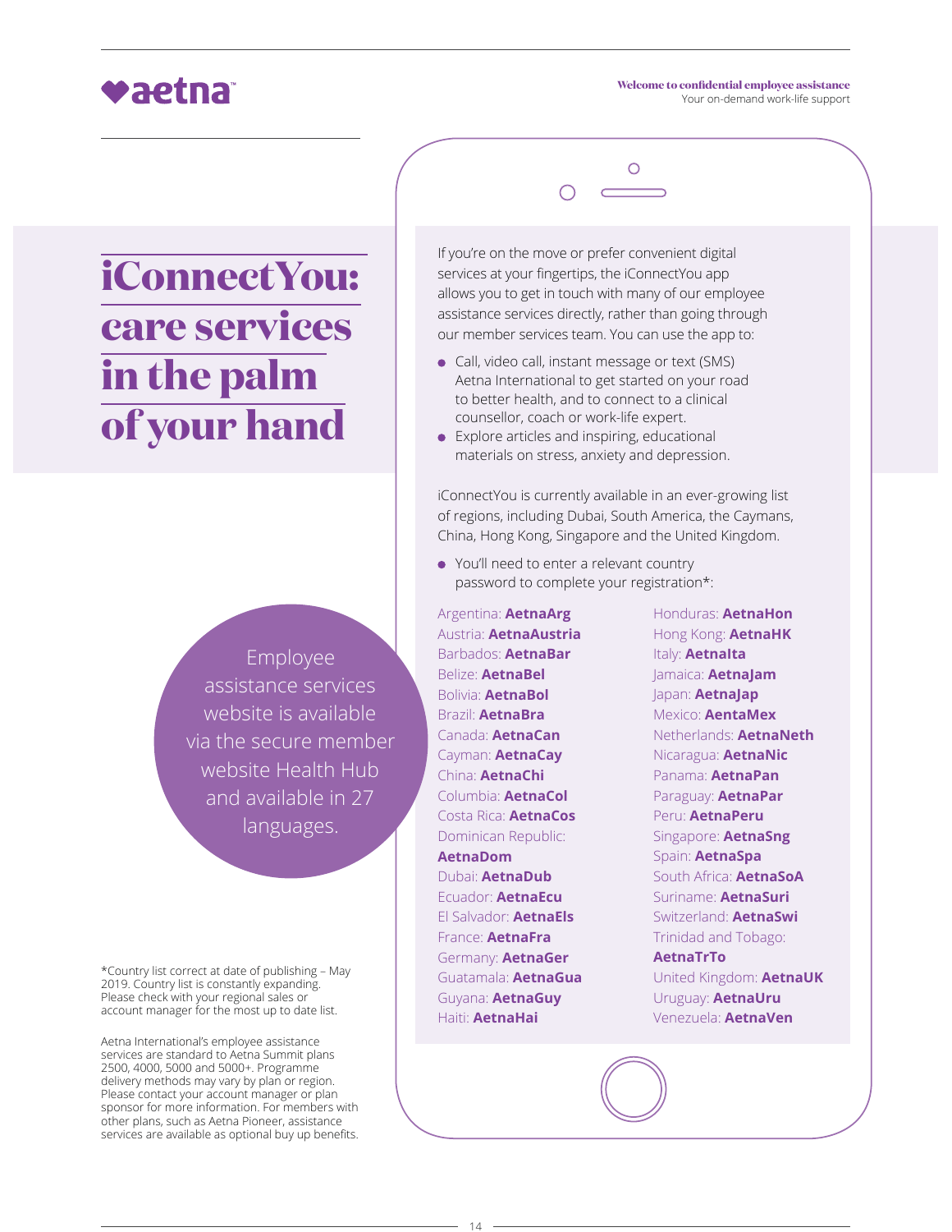# iConnectYou: care services in the palm of your hand

If you're on the move or prefer convenient digital services at your fingertips, the iConnectYou app allows you to get in touch with many of our employee assistance services directly, rather than going through our member services team. You can use the app to:

- Call, video call, instant message or text (SMS) Aetna International to get started on your road to better health, and to connect to a clinical counsellor, coach or work-life expert.
- Explore articles and inspiring, educational materials on stress, anxiety and depression.

iConnectYou is currently available in an ever-growing list of regions, including Dubai, South America, the Caymans, China, Hong Kong, Singapore and the United Kingdom.

- You'll need to enter a relevant country password to complete your registration*:

Argentina: **AetnaArg**
Austria: **AetnaAustria**
Barbados: **AetnaBar**
Belize: **AetnaBel**
Bolivia: **AetnaBol**
Brazil: **AetnaBra**
Canada: **AetnaCan**
Cayman: **AetnaCay**
China: **AetnaChi**
Columbia: **AetnaCol**
Costa Rica: **AetnaCos**
Dominican Republic: **AetnaDom**
Dubai: **AetnaDub**
Ecuador: **AetnaEcu**
El Salvador: **AetnaEls**
France: **AetnaFra**
Germany: **AetnaGer**
Guatamala: **AetnaGua**
Guyana: **AetnaGuy**
Haiti: **AetnaHai**
Honduras: **AetnaHon**
Hong Kong: **AetnaHK**
Italy: **AetnaIta**
Jamaica: **AetnaJam**
Japan: **AetnaJap**
Mexico: **AentaMex**
Netherlands: **AetnaNeth**
Nicaragua: **AetnaNic**
Panama: **AetnaPan**
Paraguay: **AetnaPar**
Peru: **AetnaPeru**
Singapore: **AetnaSng**
Spain: **AetnaSpa**
South Africa: **AetnaSoA**
Suriname: **AetnaSuri**
Switzerland: **AetnaSwi**
Trinidad and Tobago: **AetnaTrTo**
United Kingdom: **AetnaUK**
Uruguay: **AetnaUru**
Venezuela: **AetnaVen**

Employee assistance services website is available via the secure member website Health Hub and available in 27 languages.

*Country list correct at date of publishing – May 2019. Country list is constantly expanding. Please check with your regional sales or account manager for the most up to date list.

Aetna International's employee assistance services are standard to Aetna Summit plans 2500, 4000, 5000 and 5000+. Programme delivery methods may vary by plan or region. Please contact your account manager or plan sponsor for more information. For members with other plans, such as Aetna Pioneer, assistance services are available as optional buy up benefits.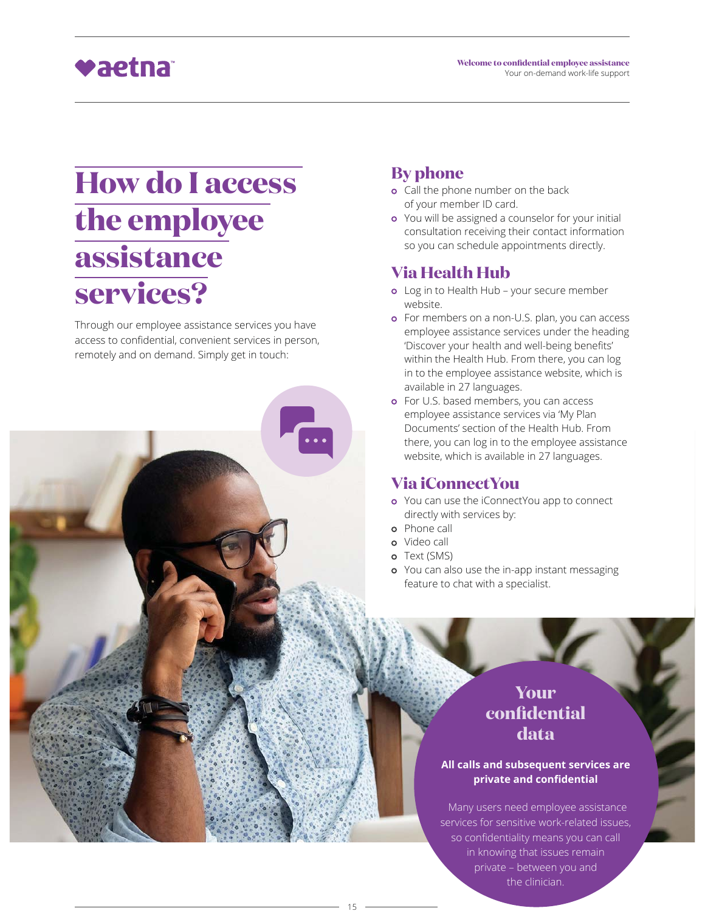# How do I access the employee assistance services?

Through our employee assistance services you have access to confidential, convenient services in person, remotely and on demand. Simply get in touch:

## By phone

- Call the phone number on the back of your member ID card.
- You will be assigned a counselor for your initial consultation receiving their contact information so you can schedule appointments directly.

## Via Health Hub

- Log in to Health Hub – your secure member website.
- For members on a non-U.S. plan, you can access employee assistance services under the heading 'Discover your health and well-being benefits' within the Health Hub. From there, you can log in to the employee assistance website, which is available in 27 languages.
- For U.S. based members, you can access employee assistance services via 'My Plan Documents' section of the Health Hub. From there, you can log in to the employee assistance website, which is available in 27 languages.

## Via iConnectYou

- You can use the iConnectYou app to connect directly with services by:
- Phone call
- Video call
- Text (SMS)
- You can also use the in-app instant messaging feature to chat with a specialist.

## Your confidential data

**All calls and subsequent services are private and confidential**

Many users need employee assistance services for sensitive work-related issues, so confidentiality means you can call in knowing that issues remain private – between you and the clinician.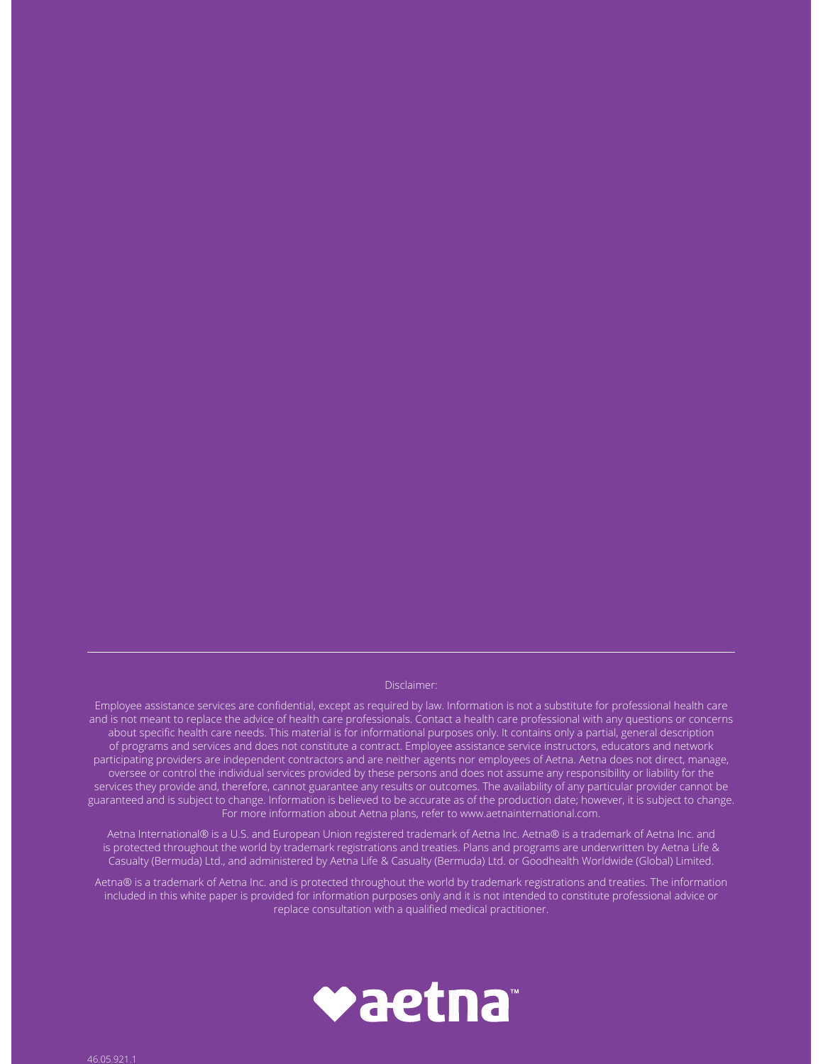Disclaimer:

Employee assistance services are confidential, except as required by law. Information is not a substitute for professional health care and is not meant to replace the advice of health care professionals. Contact a health care professional with any questions or concerns about specific health care needs. This material is for informational purposes only. It contains only a partial, general description of programs and services and does not constitute a contract. Employee assistance service instructors, educators and network participating providers are independent contractors and are neither agents nor employees of Aetna. Aetna does not direct, manage, oversee or control the individual services provided by these persons and does not assume any responsibility or liability for the services they provide and, therefore, cannot guarantee any results or outcomes. The availability of any particular provider cannot be guaranteed and is subject to change. Information is believed to be accurate as of the production date; however, it is subject to change. For more information about Aetna plans, refer to www.aetnainternational.com.

Aetna International® is a U.S. and European Union registered trademark of Aetna Inc. Aetna® is a trademark of Aetna Inc. and is protected throughout the world by trademark registrations and treaties. Plans and programs are underwritten by Aetna Life & Casualty (Bermuda) Ltd., and administered by Aetna Life & Casualty (Bermuda) Ltd. or Goodhealth Worldwide (Global) Limited.

Aetna® is a trademark of Aetna Inc. and is protected throughout the world by trademark registrations and treaties. The information included in this white paper is provided for information purposes only and it is not intended to constitute professional advice or replace consultation with a qualified medical practitioner.

aetna™

46.05.921.1